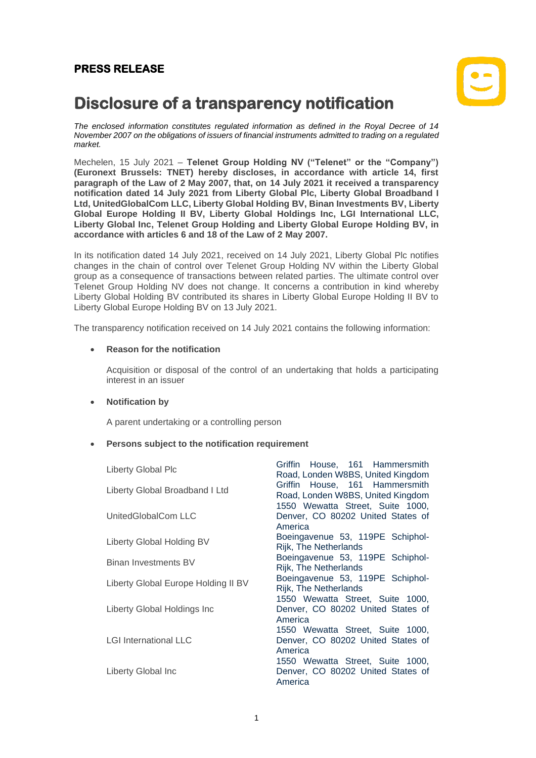**PRESS RELEASE**

# Disclosure of a transparency notification

*The enclosed information constitutes regulated information as defined in the Royal Decree of 14 November 2007 on the obligations of issuers of financial instruments admitted to trading on a regulated market.*

Mechelen, 15 July 2021 – **Telenet Group Holding NV ("Telenet" or the "Company") (Euronext Brussels: TNET) hereby discloses, in accordance with article 14, first paragraph of the Law of 2 May 2007, that, on 14 July 2021 it received a transparency notification dated 14 July 2021 from Liberty Global Plc, Liberty Global Broadband I Ltd, UnitedGlobalCom LLC, Liberty Global Holding BV, Binan Investments BV, Liberty Global Europe Holding II BV, Liberty Global Holdings Inc, LGI International LLC, Liberty Global Inc, Telenet Group Holding and Liberty Global Europe Holding BV, in accordance with articles 6 and 18 of the Law of 2 May 2007.**

In its notification dated 14 July 2021, received on 14 July 2021, Liberty Global Plc notifies changes in the chain of control over Telenet Group Holding NV within the Liberty Global group as a consequence of transactions between related parties. The ultimate control over Telenet Group Holding NV does not change. It concerns a contribution in kind whereby Liberty Global Holding BV contributed its shares in Liberty Global Europe Holding II BV to Liberty Global Europe Holding BV on 13 July 2021.

The transparency notification received on 14 July 2021 contains the following information:

- **Reason for the notification**

  Acquisition or disposal of the control of an undertaking that holds a participating interest in an issuer

- **Notification by**

  A parent undertaking or a controlling person

- **Persons subject to the notification requirement**

| | |
|---|---|
| Liberty Global Plc | Griffin House, 161 Hammersmith Road, Londen W8BS, United Kingdom |
| Liberty Global Broadband I Ltd | Griffin House, 161 Hammersmith Road, Londen W8BS, United Kingdom |
| UnitedGlobalCom LLC | 1550 Wewatta Street, Suite 1000, Denver, CO 80202 United States of America |
| Liberty Global Holding BV | Boeingavenue 53, 119PE Schiphol-Rijk, The Netherlands |
| Binan Investments BV | Boeingavenue 53, 119PE Schiphol-Rijk, The Netherlands |
| Liberty Global Europe Holding II BV | Boeingavenue 53, 119PE Schiphol-Rijk, The Netherlands |
| Liberty Global Holdings Inc | 1550 Wewatta Street, Suite 1000, Denver, CO 80202 United States of America |
| LGI International LLC | 1550 Wewatta Street, Suite 1000, Denver, CO 80202 United States of America |
| Liberty Global Inc | 1550 Wewatta Street, Suite 1000, Denver, CO 80202 United States of America |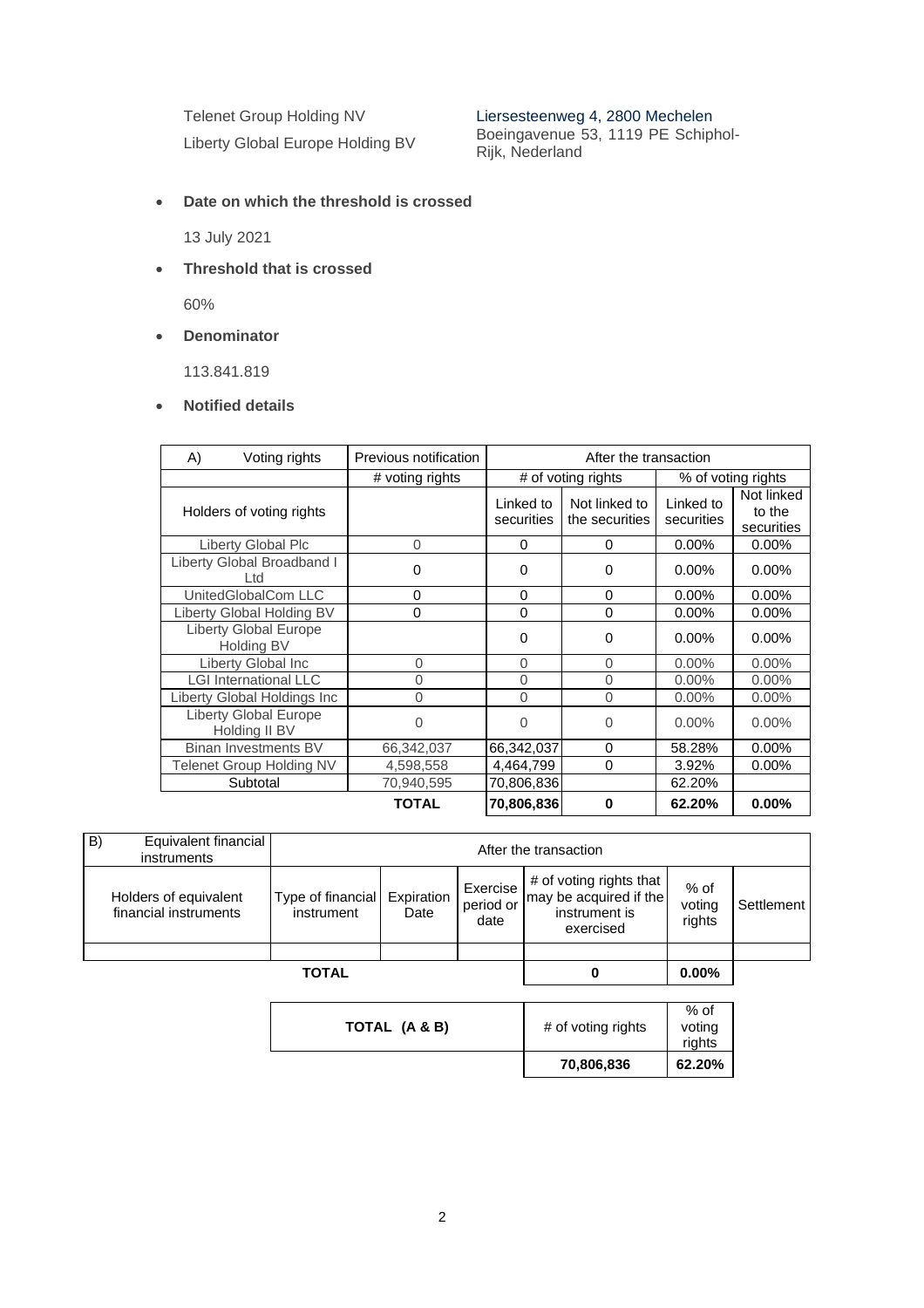| | |
|---|---|
| Telenet Group Holding NV | Liersesteenweg 4, 2800 Mechelen |
| Liberty Global Europe Holding BV | Boeingavenue 53, 1119 PE Schiphol-Rijk, Nederland |

- **Date on which the threshold is crossed**

  13 July 2021

- **Threshold that is crossed**

  60%

- **Denominator**

  113.841.819

- **Notified details**

| A) Voting rights | Previous notification | After the transaction | | | |
|---|---|---|---|---|---|
| | # voting rights | # of voting rights | | % of voting rights | |
| Holders of voting rights | | Linked to securities | Not linked to the securities | Linked to securities | Not linked to the securities |
| Liberty Global Plc | 0 | 0 | 0 | 0.00% | 0.00% |
| Liberty Global Broadband I Ltd | 0 | 0 | 0 | 0.00% | 0.00% |
| UnitedGlobalCom LLC | 0 | 0 | 0 | 0.00% | 0.00% |
| Liberty Global Holding BV | 0 | 0 | 0 | 0.00% | 0.00% |
| Liberty Global Europe Holding BV | | 0 | 0 | 0.00% | 0.00% |
| Liberty Global Inc | 0 | 0 | 0 | 0.00% | 0.00% |
| LGI International LLC | 0 | 0 | 0 | 0.00% | 0.00% |
| Liberty Global Holdings Inc | 0 | 0 | 0 | 0.00% | 0.00% |
| Liberty Global Europe Holding II BV | 0 | 0 | 0 | 0.00% | 0.00% |
| Binan Investments BV | 66,342,037 | 66,342,037 | 0 | 58.28% | 0.00% |
| Telenet Group Holding NV | 4,598,558 | 4,464,799 | 0 | 3.92% | 0.00% |
| Subtotal | 70,940,595 | 70,806,836 | | 62.20% | |
| | **TOTAL** | **70,806,836** | **0** | **62.20%** | **0.00%** |

| B) Equivalent financial instruments | After the transaction | | | | | |
|---|---|---|---|---|---|---|
| Holders of equivalent financial instruments | Type of financial instrument | Expiration Date | Exercise period or date | # of voting rights that may be acquired if the instrument is exercised | % of voting rights | Settlement |
| | | | | | | |
| **TOTAL** | | | | **0** | **0.00%** | |

| TOTAL (A & B) | # of voting rights | % of voting rights |
|---|---|---|
| | **70,806,836** | **62.20%** |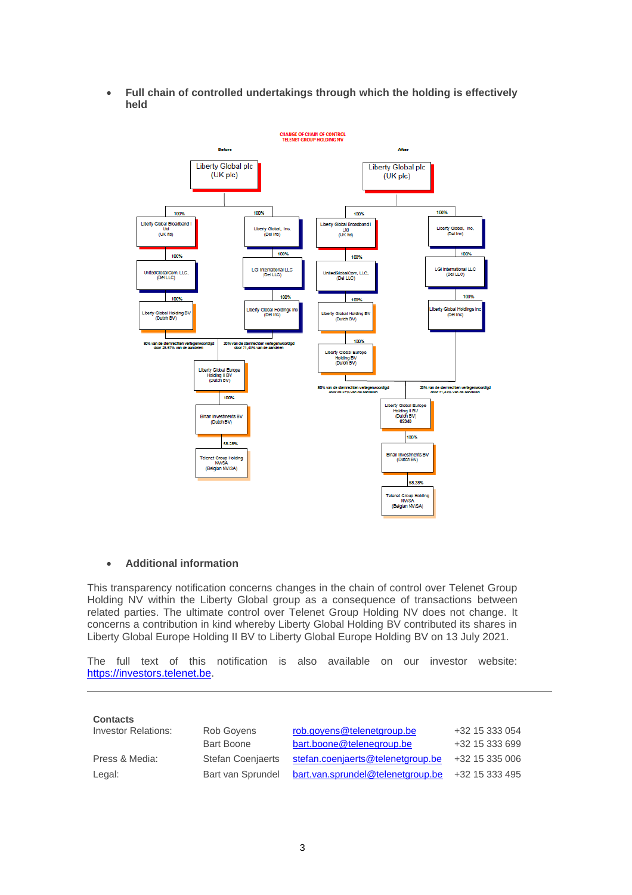- **Full chain of controlled undertakings through which the holding is effectively held**

CHANGE OF CHAIN OF CONTROL
TELENET GROUP HOLDING NV

Before

Liberty Global plc (UK plc)
- 100% Liberty Global Broadband I Ltd (UK ltd)
  - 100% UnitedGlobalCom, LLC. (Del LLC)
    - 100% Liberty Global Holding BV (Dutch BV)
- 100% Liberty Global, Inc. (Del Inc)
  - 100% LGI International LLC (Del LLC)
    - 100% Liberty Global Holdings Inc (Del Inc)

80% van de stemrechten vertegenwoordigd door 28,57% van de aandelen (Liberty Global Holding BV) / 20% van de stemrechten vertegenwoordigd door 71,43% van de aandelen (Liberty Global Holdings Inc)

Liberty Global Europe Holding II BV (Dutch BV)
- 100% Binan Investments BV (Dutch BV)
  - 58,28% Telenet Group Holding NV/SA (Belgian NV/SA)

After

Liberty Global plc (UK plc)
- 100% Liberty Global Broadband I Ltd (UK ltd)
  - 100% UnitedGlobalCom, LLC. (Del LLC)
    - 100% Liberty Global Holding BV (Dutch BV)
      - 100% Liberty Global Europe Holding BV (Dutch BV)
- 100% Liberty Global, Inc. (Del Inc)
  - 100% LGI International LLC (Del LLC)
    - 100% Liberty Global Holdings Inc (Del Inc)

80% van de stemrechten vertegenwoordigd door 28,57% van de aandelen (Liberty Global Europe Holding BV) / 20% van de stemrechten vertegenwoordigd door 71,43% van de aandelen (Liberty Global Holdings Inc)

Liberty Global Europe Holding II BV (Dutch BV) 05340
- 100% Binan Investments BV (Dutch BV)
  - 58,28% Telenet Group Holding NV/SA (Belgian NV/SA)

- **Additional information**

This transparency notification concerns changes in the chain of control over Telenet Group Holding NV within the Liberty Global group as a consequence of transactions between related parties. The ultimate control over Telenet Group Holding NV does not change. It concerns a contribution in kind whereby Liberty Global Holding BV contributed its shares in Liberty Global Europe Holding II BV to Liberty Global Europe Holding BV on 13 July 2021.

The full text of this notification is also available on our investor website: https://investors.telenet.be.

---

**Contacts**

| | | | |
|---|---|---|---|
| Investor Relations: | Rob Goyens | rob.goyens@telenetgroup.be | +32 15 333 054 |
| | Bart Boone | bart.boone@telenegroup.be | +32 15 333 699 |
| Press & Media: | Stefan Coenjaerts | stefan.coenjaerts@telenetgroup.be | +32 15 335 006 |
| Legal: | Bart van Sprundel | bart.van.sprundel@telenetgroup.be | +32 15 333 495 |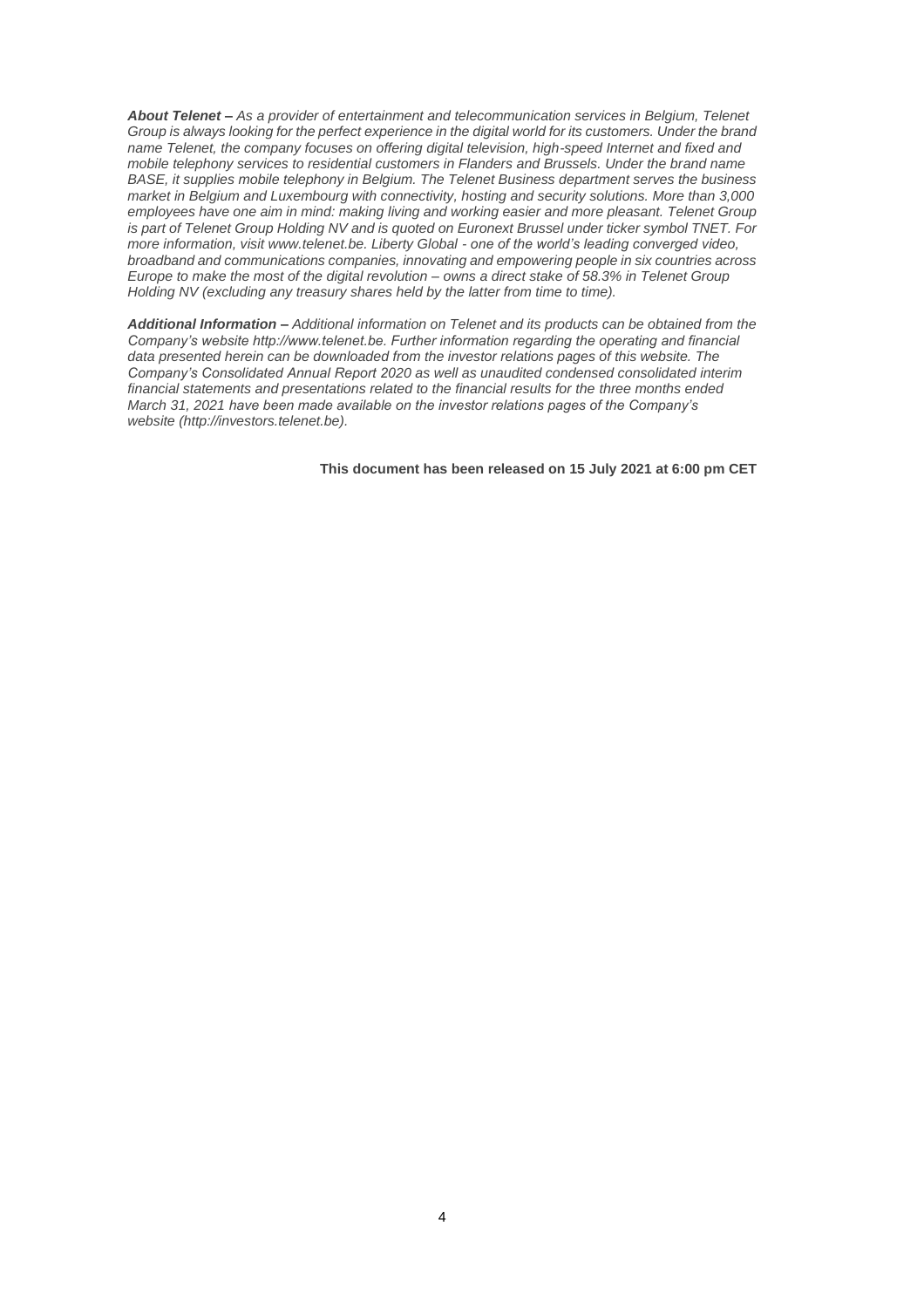***About Telenet –*** *As a provider of entertainment and telecommunication services in Belgium, Telenet Group is always looking for the perfect experience in the digital world for its customers. Under the brand name Telenet, the company focuses on offering digital television, high-speed Internet and fixed and mobile telephony services to residential customers in Flanders and Brussels. Under the brand name BASE, it supplies mobile telephony in Belgium. The Telenet Business department serves the business market in Belgium and Luxembourg with connectivity, hosting and security solutions. More than 3,000 employees have one aim in mind: making living and working easier and more pleasant. Telenet Group is part of Telenet Group Holding NV and is quoted on Euronext Brussel under ticker symbol TNET. For more information, visit www.telenet.be. Liberty Global - one of the world's leading converged video, broadband and communications companies, innovating and empowering people in six countries across Europe to make the most of the digital revolution – owns a direct stake of 58.3% in Telenet Group Holding NV (excluding any treasury shares held by the latter from time to time).*

***Additional Information –*** *Additional information on Telenet and its products can be obtained from the Company's website http://www.telenet.be. Further information regarding the operating and financial data presented herein can be downloaded from the investor relations pages of this website. The Company's Consolidated Annual Report 2020 as well as unaudited condensed consolidated interim financial statements and presentations related to the financial results for the three months ended March 31, 2021 have been made available on the investor relations pages of the Company's website (http://investors.telenet.be).*

**This document has been released on 15 July 2021 at 6:00 pm CET**